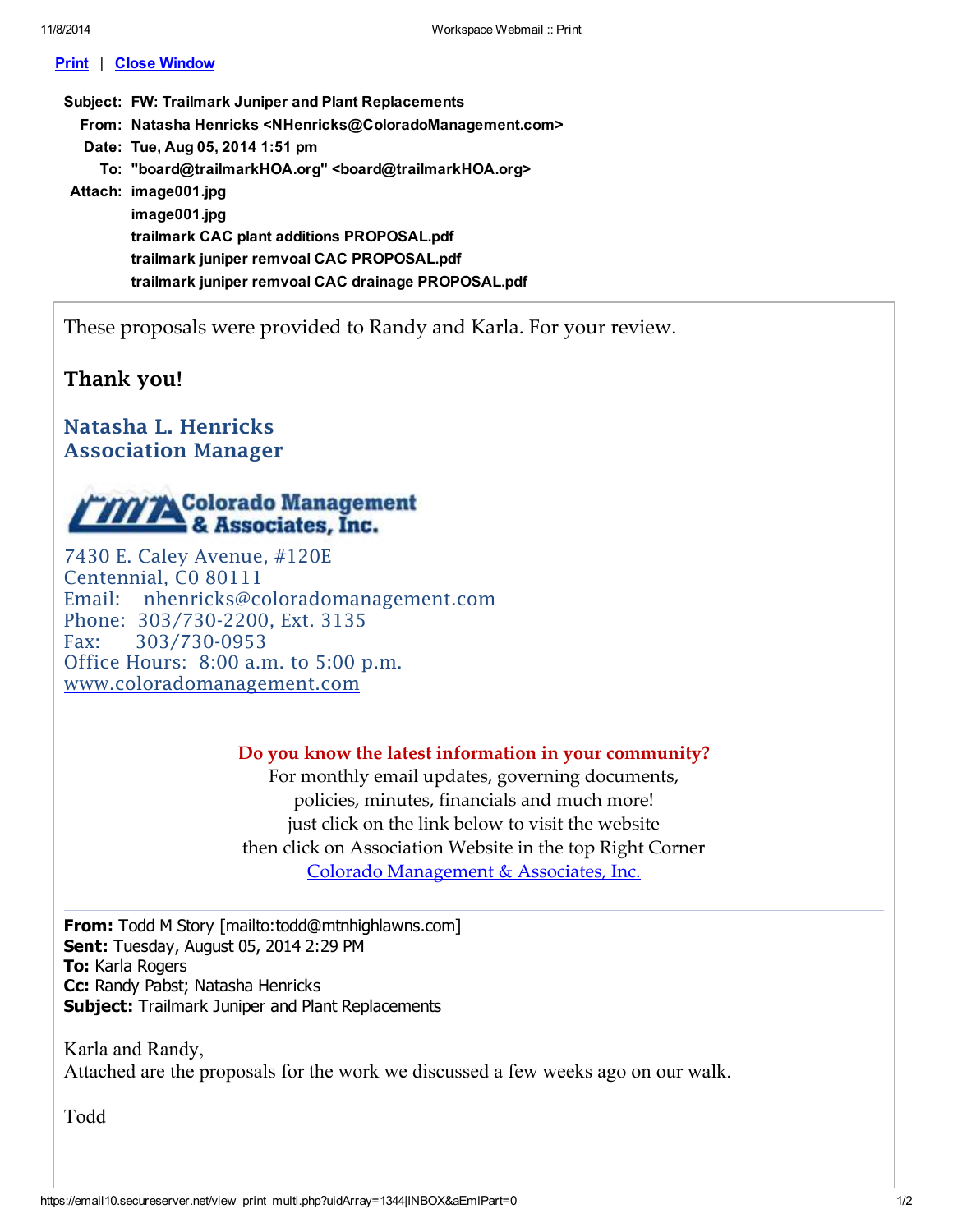Print | Close Window

**Subject:** FW: Trailmark Juniper and Plant Replacements
**From:** Natasha Henricks <NHenricks@ColoradoManagement.com>
**Date:** Tue, Aug 05, 2014 1:51 pm
**To:** "board@trailmarkHOA.org" <board@trailmarkHOA.org>
**Attach:** image001.jpg
image001.jpg
trailmark CAC plant additions PROPOSAL.pdf
trailmark juniper remvoal CAC PROPOSAL.pdf
trailmark juniper remvoal CAC drainage PROPOSAL.pdf

These proposals were provided to Randy and Karla. For your review.

**Thank you!**

**Natasha L. Henricks**
**Association Manager**

Colorado Management & Associates, Inc.

7430 E. Caley Avenue, #120E
Centennial, C0 80111
Email: nhenricks@coloradomanagement.com
Phone: 303/730-2200, Ext. 3135
Fax: 303/730-0953
Office Hours: 8:00 a.m. to 5:00 p.m.
www.coloradomanagement.com

Do you know the latest information in your community?
For monthly email updates, governing documents,
policies, minutes, financials and much more!
just click on the link below to visit the website
then click on Association Website in the top Right Corner
Colorado Management & Associates, Inc.

---

**From:** Todd M Story [mailto:todd@mtnhighlawns.com]
**Sent:** Tuesday, August 05, 2014 2:29 PM
**To:** Karla Rogers
**Cc:** Randy Pabst; Natasha Henricks
**Subject:** Trailmark Juniper and Plant Replacements

Karla and Randy,
Attached are the proposals for the work we discussed a few weeks ago on our walk.

Todd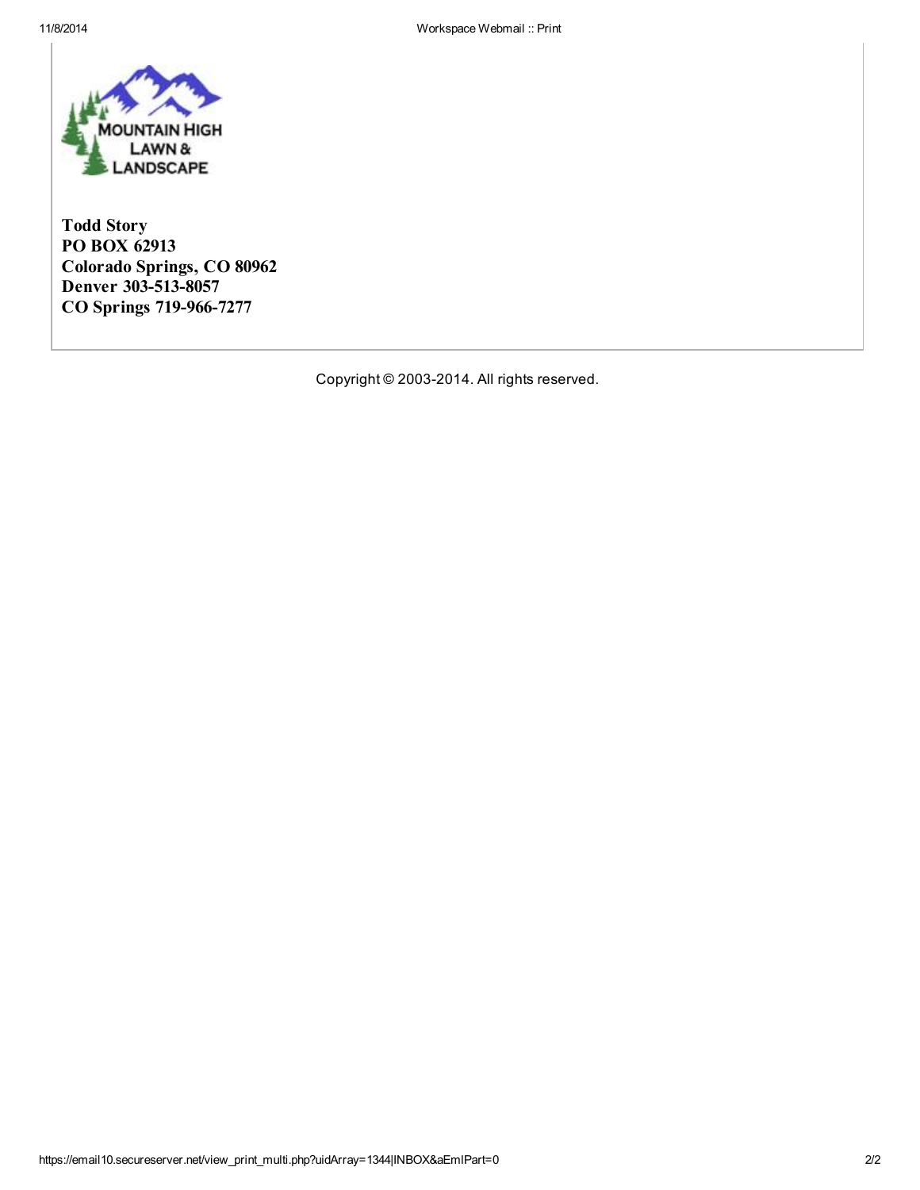MOUNTAIN HIGH LAWN & LANDSCAPE

**Todd Story**
**PO BOX 62913**
**Colorado Springs, CO 80962**
**Denver 303-513-8057**
**CO Springs 719-966-7277**

Copyright © 2003-2014. All rights reserved.